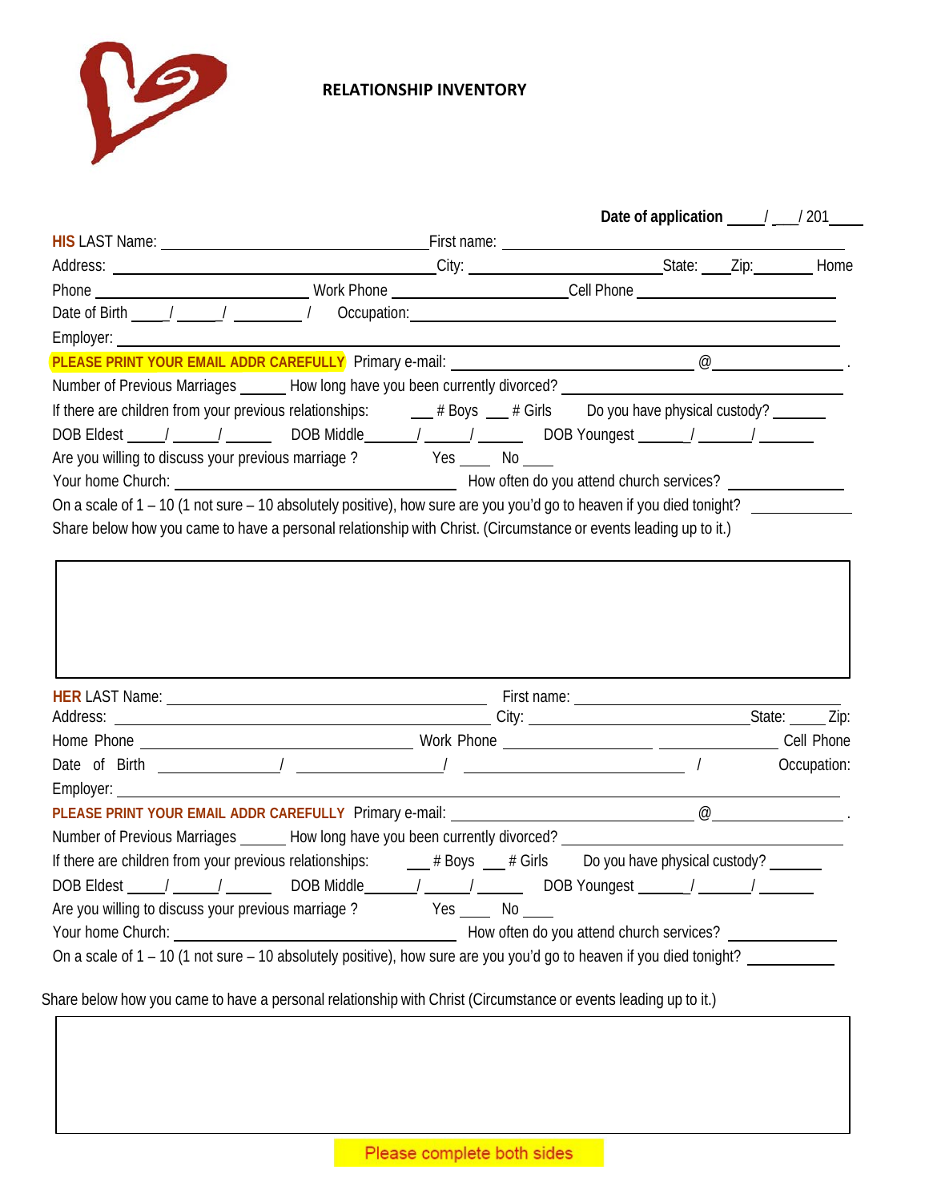# RELATIONSHIP INVENTORY

**Date of application** ____/ ___/ 201____

**HIS** LAST Name: ______________________________ First name: ______________________________

Address: ______________________________ City: ______________________ State: ____ Zip: ________ Home

Phone ______________________ Work Phone ______________________ Cell Phone ______________________

Date of Birth ____/ _____/ ________ / Occupation: ______________________________

Employer: ______________________________

**PLEASE PRINT YOUR EMAIL ADDR CAREFULLY** Primary e-mail: ______________________ @ ______________ .

Number of Previous Marriages ______ How long have you been currently divorced? ______________________

If there are children from your previous relationships: ___ # Boys ___ # Girls Do you have physical custody? ______

DOB Eldest ____/ _____/ ______ DOB Middle______/ _____/ ______ DOB Youngest ______/ ______/ ______

Are you willing to discuss your previous marriage ? Yes ____ No ____

Your home Church: ______________________________ How often do you attend church services? ______________

On a scale of 1 – 10 (1 not sure – 10 absolutely positive), how sure are you you'd go to heaven if you died tonight? ____________

Share below how you came to have a personal relationship with Christ. (Circumstance or events leading up to it.)

| |
|---|
| |

**HER** LAST Name: ______________________________ First name: ______________________________

Address: ______________________________ City: ______________________ State: ____ Zip:

Home Phone ______________________ Work Phone ______________________ ______________ Cell Phone

Date of Birth ______________ / ______________ / ______________________ / Occupation:

Employer: ______________________________

**PLEASE PRINT YOUR EMAIL ADDR CAREFULLY** Primary e-mail: ______________________ @ ______________ .

Number of Previous Marriages ______ How long have you been currently divorced? ______________________

If there are children from your previous relationships: ___ # Boys ___ # Girls Do you have physical custody? ______

DOB Eldest ____/ _____/ ______ DOB Middle______/ _____/ ______ DOB Youngest ______/ ______/ ______

Are you willing to discuss your previous marriage ? Yes ____ No ____

Your home Church: ______________________________ How often do you attend church services? ______________

On a scale of 1 – 10 (1 not sure – 10 absolutely positive), how sure are you you'd go to heaven if you died tonight? ____________

Share below how you came to have a personal relationship with Christ (Circumstance or events leading up to it.)

| |
|---|
| |

Please complete both sides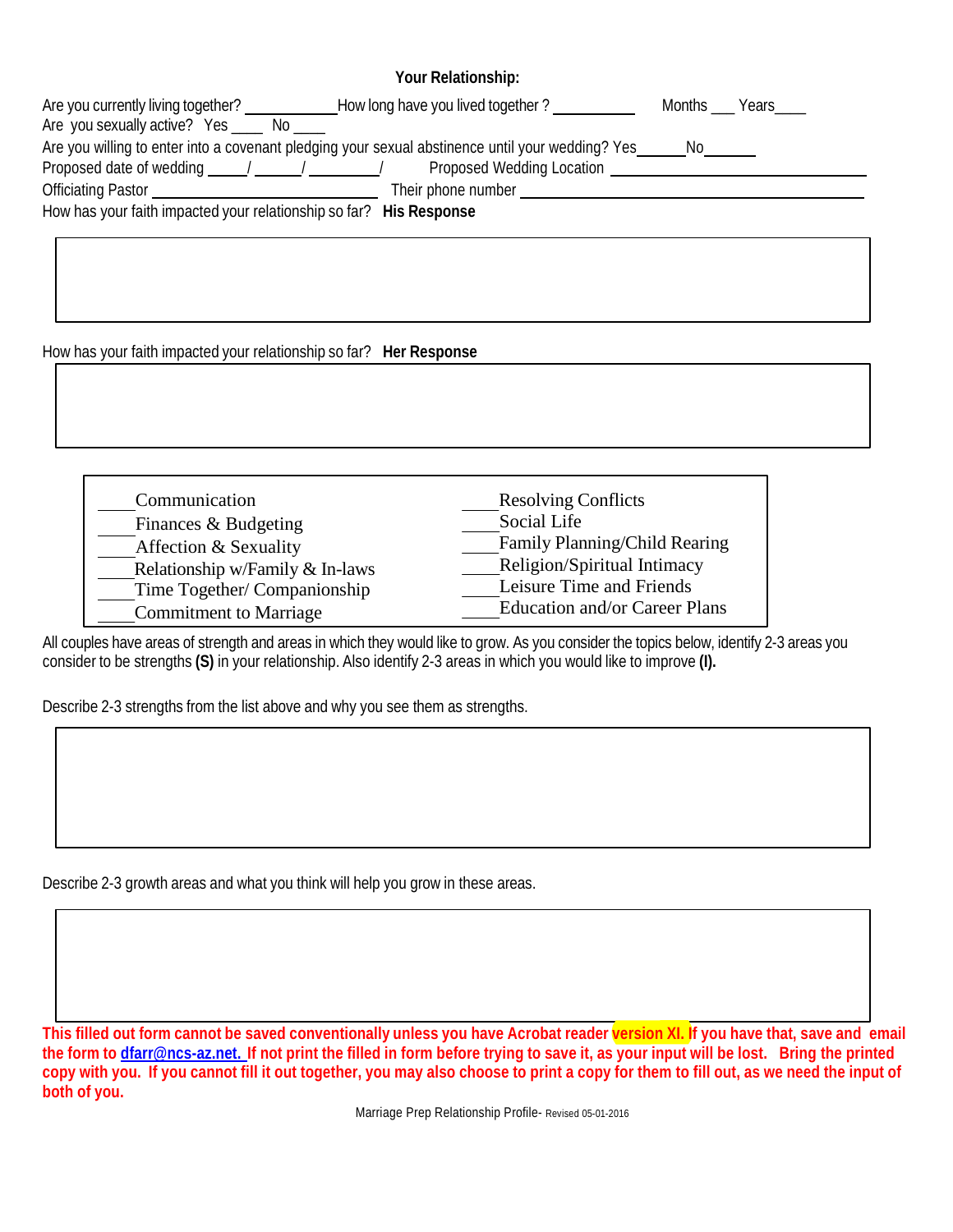**Your Relationship:**

Are you currently living together? ___________ How long have you lived together ? __________ Months ___ Years____

Are you sexually active? Yes ____ No ____

Are you willing to enter into a covenant pledging your sexual abstinence until your wedding? Yes______No______

Proposed date of wedding _____/ ______/ _________/ Proposed Wedding Location ______________________________

Officiating Pastor __________________________ Their phone number ________________________________________

How has your faith impacted your relationship so far? **His Response**

How has your faith impacted your relationship so far? **Her Response**

| | |
|---|---|
| ____Communication | ____Resolving Conflicts |
| ____Finances & Budgeting | ____Social Life |
| ____Affection & Sexuality | ____Family Planning/Child Rearing |
| ____Relationship w/Family & In-laws | ____Religion/Spiritual Intimacy |
| ____Time Together/ Companionship | ____Leisure Time and Friends |
| ____Commitment to Marriage | ____Education and/or Career Plans |

All couples have areas of strength and areas in which they would like to grow. As you consider the topics below, identify 2-3 areas you consider to be strengths **(S)** in your relationship. Also identify 2-3 areas in which you would like to improve **(I).**

Describe 2-3 strengths from the list above and why you see them as strengths.

Describe 2-3 growth areas and what you think will help you grow in these areas.

**This filled out form cannot be saved conventionally unless you have Acrobat reader version XI. If you have that, save and email the form to dfarr@ncs-az.net. If not print the filled in form before trying to save it, as your input will be lost. Bring the printed copy with you. If you cannot fill it out together, you may also choose to print a copy for them to fill out, as we need the input of both of you.**

Marriage Prep Relationship Profile- Revised 05-01-2016